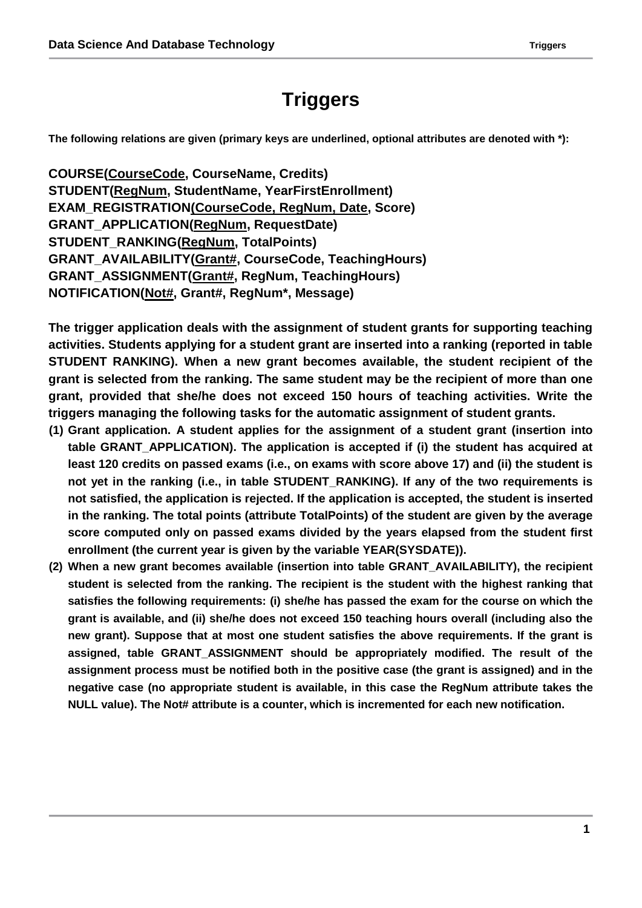# Triggers

**The following relations are given (primary keys are underlined, optional attributes are denoted with *):**

**COURSE(<u>CourseCode</u>, CourseName, Credits)**
**STUDENT(<u>RegNum</u>, StudentName, YearFirstEnrollment)**
**EXAM_REGISTRATION(<u>CourseCode, RegNum, Date</u>, Score)**
**GRANT_APPLICATION(<u>RegNum</u>, RequestDate)**
**STUDENT_RANKING(<u>RegNum</u>, TotalPoints)**
**GRANT_AVAILABILITY(<u>Grant#</u>, CourseCode, TeachingHours)**
**GRANT_ASSIGNMENT(<u>Grant#</u>, RegNum, TeachingHours)**
**NOTIFICATION(<u>Not#</u>, Grant#, RegNum*, Message)**

**The trigger application deals with the assignment of student grants for supporting teaching activities. Students applying for a student grant are inserted into a ranking (reported in table STUDENT RANKING). When a new grant becomes available, the student recipient of the grant is selected from the ranking. The same student may be the recipient of more than one grant, provided that she/he does not exceed 150 hours of teaching activities. Write the triggers managing the following tasks for the automatic assignment of student grants.**

1. **Grant application. A student applies for the assignment of a student grant (insertion into table GRANT_APPLICATION). The application is accepted if (i) the student has acquired at least 120 credits on passed exams (i.e., on exams with score above 17) and (ii) the student is not yet in the ranking (i.e., in table STUDENT_RANKING). If any of the two requirements is not satisfied, the application is rejected. If the application is accepted, the student is inserted in the ranking. The total points (attribute TotalPoints) of the student are given by the average score computed only on passed exams divided by the years elapsed from the student first enrollment (the current year is given by the variable YEAR(SYSDATE)).**
2. **When a new grant becomes available (insertion into table GRANT_AVAILABILITY), the recipient student is selected from the ranking. The recipient is the student with the highest ranking that satisfies the following requirements: (i) she/he has passed the exam for the course on which the grant is available, and (ii) she/he does not exceed 150 teaching hours overall (including also the new grant). Suppose that at most one student satisfies the above requirements. If the grant is assigned, table GRANT_ASSIGNMENT should be appropriately modified. The result of the assignment process must be notified both in the positive case (the grant is assigned) and in the negative case (no appropriate student is available, in this case the RegNum attribute takes the NULL value). The Not# attribute is a counter, which is incremented for each new notification.**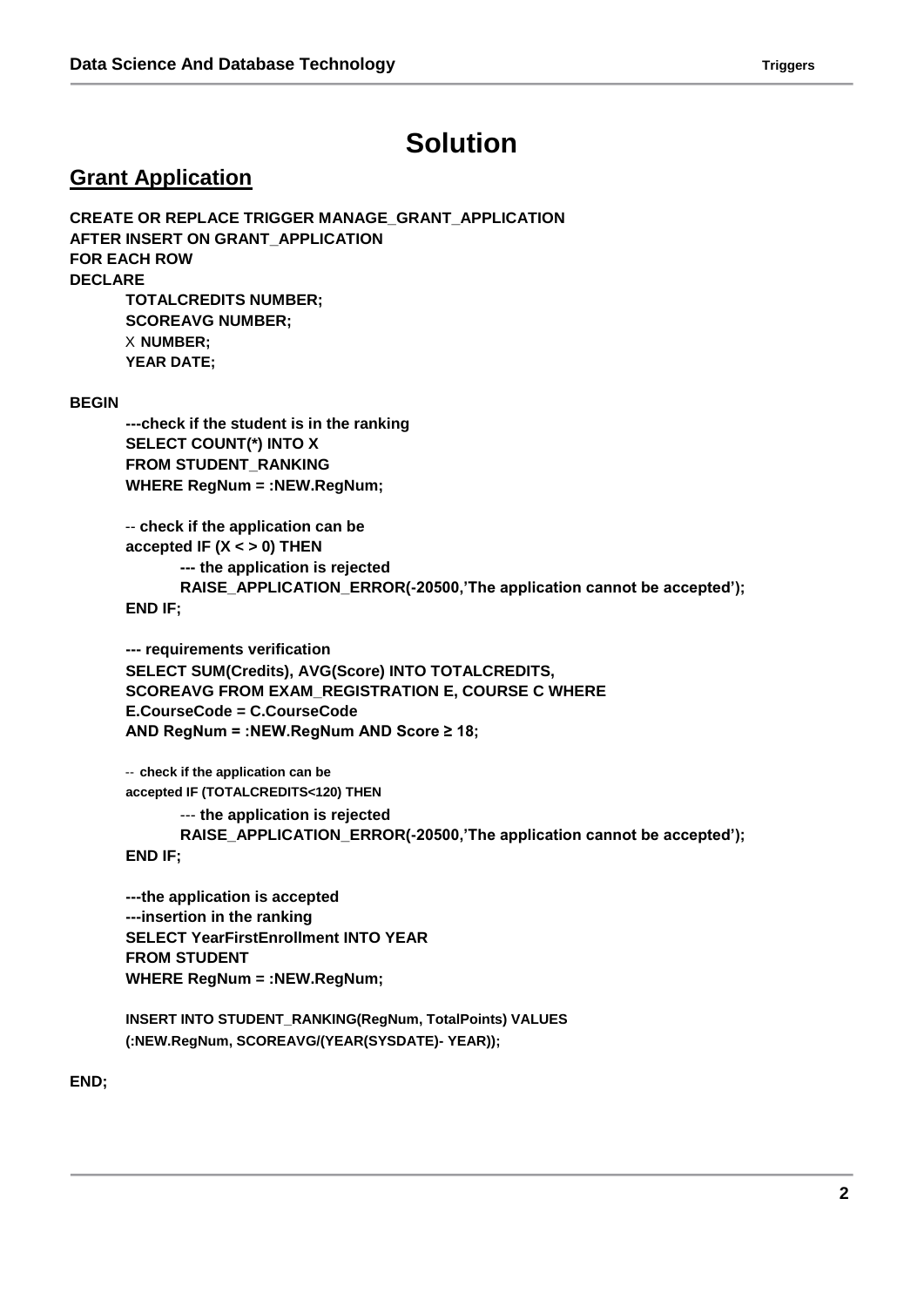# Solution

## Grant Application

```
CREATE OR REPLACE TRIGGER MANAGE_GRANT_APPLICATION
AFTER INSERT ON GRANT_APPLICATION
FOR EACH ROW
DECLARE
        TOTALCREDITS NUMBER;
        SCOREAVG NUMBER;
        X NUMBER;
        YEAR DATE;

BEGIN
        ---check if the student is in the ranking
        SELECT COUNT(*) INTO X
        FROM STUDENT_RANKING
        WHERE RegNum = :NEW.RegNum;

        -- check if the application can be
        accepted IF (X < > 0) THEN
                --- the application is rejected
                RAISE_APPLICATION_ERROR(-20500,'The application cannot be accepted');
        END IF;

        --- requirements verification
        SELECT SUM(Credits), AVG(Score) INTO TOTALCREDITS,
        SCOREAVG FROM EXAM_REGISTRATION E, COURSE C WHERE
        E.CourseCode = C.CourseCode
        AND RegNum = :NEW.RegNum AND Score ≥ 18;

        -- check if the application can be
        accepted IF (TOTALCREDITS<120) THEN
                --- the application is rejected
                RAISE_APPLICATION_ERROR(-20500,'The application cannot be accepted');
        END IF;

        ---the application is accepted
        ---insertion in the ranking
        SELECT YearFirstEnrollment INTO YEAR
        FROM STUDENT
        WHERE RegNum = :NEW.RegNum;

        INSERT INTO STUDENT_RANKING(RegNum, TotalPoints) VALUES
        (:NEW.RegNum, SCOREAVG/(YEAR(SYSDATE)- YEAR));

END;
```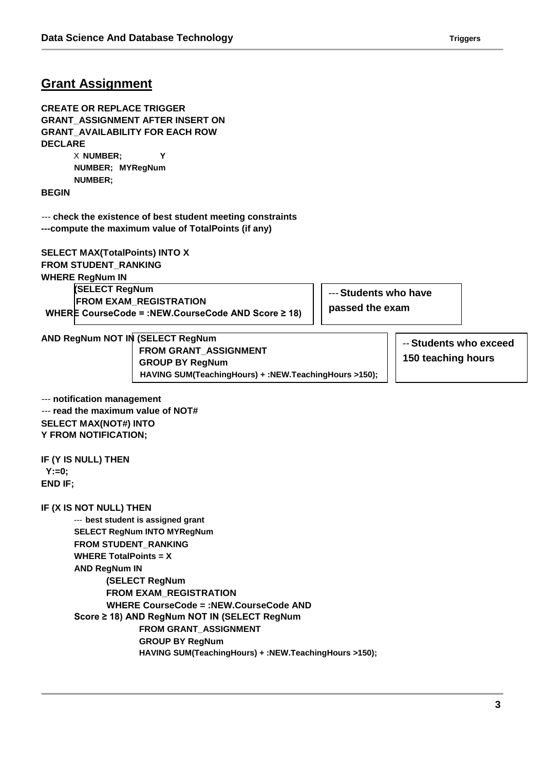## Grant Assignment

```
CREATE OR REPLACE TRIGGER
GRANT_ASSIGNMENT AFTER INSERT ON
GRANT_AVAILABILITY FOR EACH ROW
DECLARE
        X NUMBER;           Y
        NUMBER;  MYRegNum
        NUMBER;
BEGIN

--- check the existence of best student meeting constraints
---compute the maximum value of TotalPoints (if any)

SELECT MAX(TotalPoints) INTO X
FROM STUDENT_RANKING
WHERE RegNum IN
        (SELECT RegNum
        FROM EXAM_REGISTRATION
 WHERE CourseCode = :NEW.CourseCode AND Score ≥ 18)        --- Students who have
                                                            passed the exam

AND RegNum NOT IN (SELECT RegNum                            -- Students who exceed
                  FROM GRANT_ASSIGNMENT                     150 teaching hours
                  GROUP BY RegNum
                  HAVING SUM(TeachingHours) + :NEW.TeachingHours >150);

--- notification management
--- read the maximum value of NOT#
SELECT MAX(NOT#) INTO
Y FROM NOTIFICATION;

IF (Y IS NULL) THEN
  Y:=0;
END IF;

IF (X IS NOT NULL) THEN
        --- best student is assigned grant
        SELECT RegNum INTO MYRegNum
        FROM STUDENT_RANKING
        WHERE TotalPoints = X
        AND RegNum IN
                (SELECT RegNum
                FROM EXAM_REGISTRATION
                WHERE CourseCode = :NEW.CourseCode AND
        Score ≥ 18) AND RegNum NOT IN (SELECT RegNum
                        FROM GRANT_ASSIGNMENT
                        GROUP BY RegNum
                        HAVING SUM(TeachingHours) + :NEW.TeachingHours >150);
```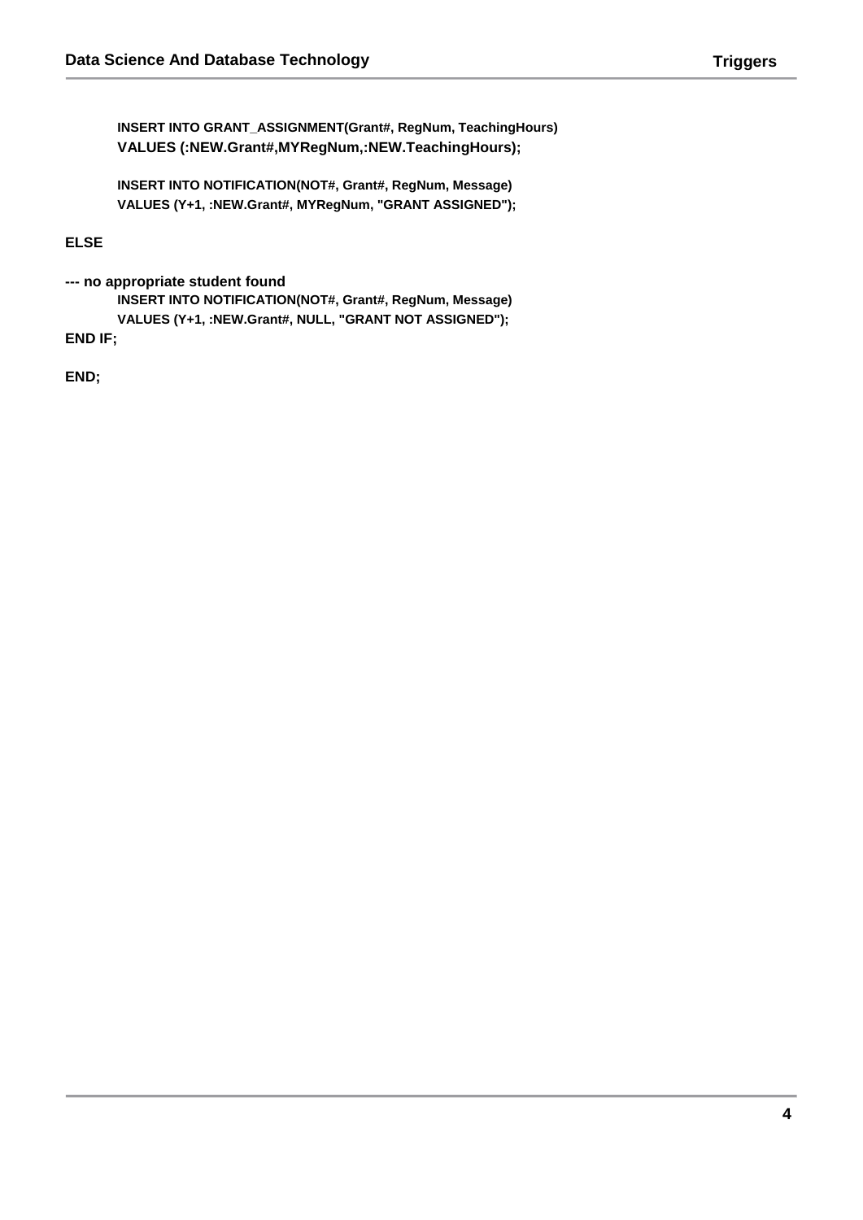```
        INSERT INTO GRANT_ASSIGNMENT(Grant#, RegNum, TeachingHours)
        VALUES (:NEW.Grant#,MYRegNum,:NEW.TeachingHours);

        INSERT INTO NOTIFICATION(NOT#, Grant#, RegNum, Message)
        VALUES (Y+1, :NEW.Grant#, MYRegNum, "GRANT ASSIGNED");

ELSE

--- no appropriate student found
        INSERT INTO NOTIFICATION(NOT#, Grant#, RegNum, Message)
        VALUES (Y+1, :NEW.Grant#, NULL, "GRANT NOT ASSIGNED");
END IF;

END;
```